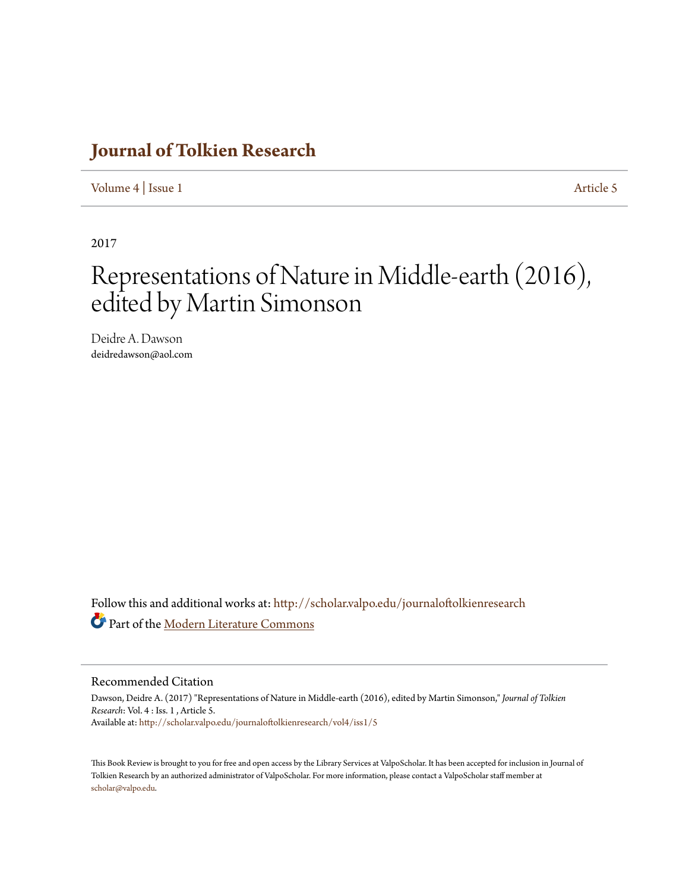# Journal of Tolkien Research

Volume 4 | Issue 1 Article 5

2017

# Representations of Nature in Middle-earth (2016), edited by Martin Simonson

Deidre A. Dawson
deidredawson@aol.com

Follow this and additional works at: http://scholar.valpo.edu/journaloftolkienresearch

Part of the Modern Literature Commons

## Recommended Citation

Dawson, Deidre A. (2017) "Representations of Nature in Middle-earth (2016), edited by Martin Simonson," *Journal of Tolkien Research*: Vol. 4 : Iss. 1 , Article 5.
Available at: http://scholar.valpo.edu/journaloftolkienresearch/vol4/iss1/5

This Book Review is brought to you for free and open access by the Library Services at ValpoScholar. It has been accepted for inclusion in Journal of Tolkien Research by an authorized administrator of ValpoScholar. For more information, please contact a ValpoScholar staff member at scholar@valpo.edu.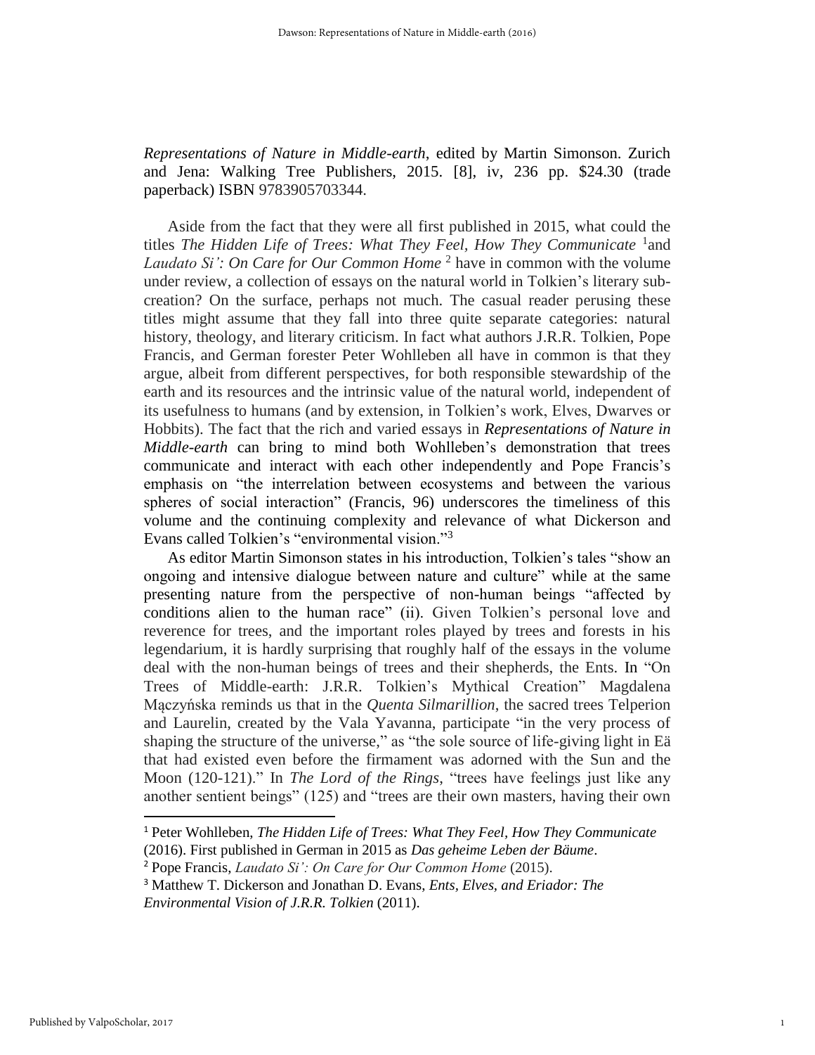*Representations of Nature in Middle-earth*, edited by Martin Simonson. Zurich and Jena: Walking Tree Publishers, 2015. [8], iv, 236 pp. $24.30 (trade paperback) ISBN 9783905703344.

Aside from the fact that they were all first published in 2015, what could the titles *The Hidden Life of Trees: What They Feel, How They Communicate* [1]and *Laudato Si': On Care for Our Common Home* [2] have in common with the volume under review, a collection of essays on the natural world in Tolkien's literary sub-creation? On the surface, perhaps not much. The casual reader perusing these titles might assume that they fall into three quite separate categories: natural history, theology, and literary criticism. In fact what authors J.R.R. Tolkien, Pope Francis, and German forester Peter Wohlleben all have in common is that they argue, albeit from different perspectives, for both responsible stewardship of the earth and its resources and the intrinsic value of the natural world, independent of its usefulness to humans (and by extension, in Tolkien's work, Elves, Dwarves or Hobbits). The fact that the rich and varied essays in ***Representations of Nature in Middle-earth*** can bring to mind both Wohlleben's demonstration that trees communicate and interact with each other independently and Pope Francis's emphasis on "the interrelation between ecosystems and between the various spheres of social interaction" (Francis, 96) underscores the timeliness of this volume and the continuing complexity and relevance of what Dickerson and Evans called Tolkien's "environmental vision."[3]

As editor Martin Simonson states in his introduction, Tolkien's tales "show an ongoing and intensive dialogue between nature and culture" while at the same presenting nature from the perspective of non-human beings "affected by conditions alien to the human race" (ii). Given Tolkien's personal love and reverence for trees, and the important roles played by trees and forests in his legendarium, it is hardly surprising that roughly half of the essays in the volume deal with the non-human beings of trees and their shepherds, the Ents. In "On Trees of Middle-earth: J.R.R. Tolkien's Mythical Creation" Magdalena Mączyńska reminds us that in the *Quenta Silmarillion*, the sacred trees Telperion and Laurelin, created by the Vala Yavanna, participate "in the very process of shaping the structure of the universe," as "the sole source of life-giving light in Eä that had existed even before the firmament was adorned with the Sun and the Moon (120-121)." In *The Lord of the Rings*, "trees have feelings just like any another sentient beings" (125) and "trees are their own masters, having their own

---

[1] Peter Wohlleben, *The Hidden Life of Trees: What They Feel, How They Communicate* (2016). First published in German in 2015 as *Das geheime Leben der Bäume*.

[2] Pope Francis, *Laudato Si': On Care for Our Common Home* (2015).

[3] Matthew T. Dickerson and Jonathan D. Evans, *Ents, Elves, and Eriador: The Environmental Vision of J.R.R. Tolkien* (2011).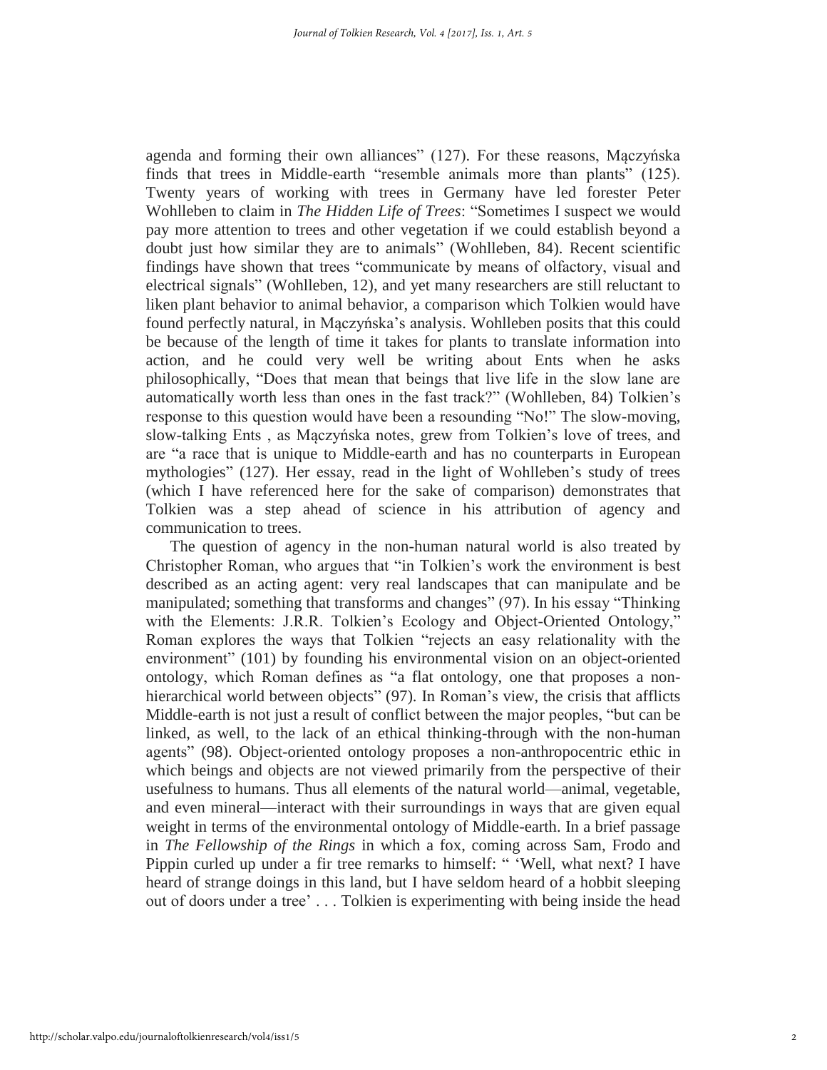agenda and forming their own alliances" (127). For these reasons, Mączyńska finds that trees in Middle-earth "resemble animals more than plants" (125). Twenty years of working with trees in Germany have led forester Peter Wohlleben to claim in *The Hidden Life of Trees*: "Sometimes I suspect we would pay more attention to trees and other vegetation if we could establish beyond a doubt just how similar they are to animals" (Wohlleben, 84). Recent scientific findings have shown that trees "communicate by means of olfactory, visual and electrical signals" (Wohlleben, 12), and yet many researchers are still reluctant to liken plant behavior to animal behavior, a comparison which Tolkien would have found perfectly natural, in Mączyńska's analysis. Wohlleben posits that this could be because of the length of time it takes for plants to translate information into action, and he could very well be writing about Ents when he asks philosophically, "Does that mean that beings that live life in the slow lane are automatically worth less than ones in the fast track?" (Wohlleben, 84) Tolkien's response to this question would have been a resounding "No!" The slow-moving, slow-talking Ents , as Mączyńska notes, grew from Tolkien's love of trees, and are "a race that is unique to Middle-earth and has no counterparts in European mythologies" (127). Her essay, read in the light of Wohlleben's study of trees (which I have referenced here for the sake of comparison) demonstrates that Tolkien was a step ahead of science in his attribution of agency and communication to trees.

The question of agency in the non-human natural world is also treated by Christopher Roman, who argues that "in Tolkien's work the environment is best described as an acting agent: very real landscapes that can manipulate and be manipulated; something that transforms and changes" (97). In his essay "Thinking with the Elements: J.R.R. Tolkien's Ecology and Object-Oriented Ontology," Roman explores the ways that Tolkien "rejects an easy relationality with the environment" (101) by founding his environmental vision on an object-oriented ontology, which Roman defines as "a flat ontology, one that proposes a non-hierarchical world between objects" (97). In Roman's view, the crisis that afflicts Middle-earth is not just a result of conflict between the major peoples, "but can be linked, as well, to the lack of an ethical thinking-through with the non-human agents" (98). Object-oriented ontology proposes a non-anthropocentric ethic in which beings and objects are not viewed primarily from the perspective of their usefulness to humans. Thus all elements of the natural world—animal, vegetable, and even mineral—interact with their surroundings in ways that are given equal weight in terms of the environmental ontology of Middle-earth. In a brief passage in *The Fellowship of the Rings* in which a fox, coming across Sam, Frodo and Pippin curled up under a fir tree remarks to himself: " 'Well, what next? I have heard of strange doings in this land, but I have seldom heard of a hobbit sleeping out of doors under a tree' . . . Tolkien is experimenting with being inside the head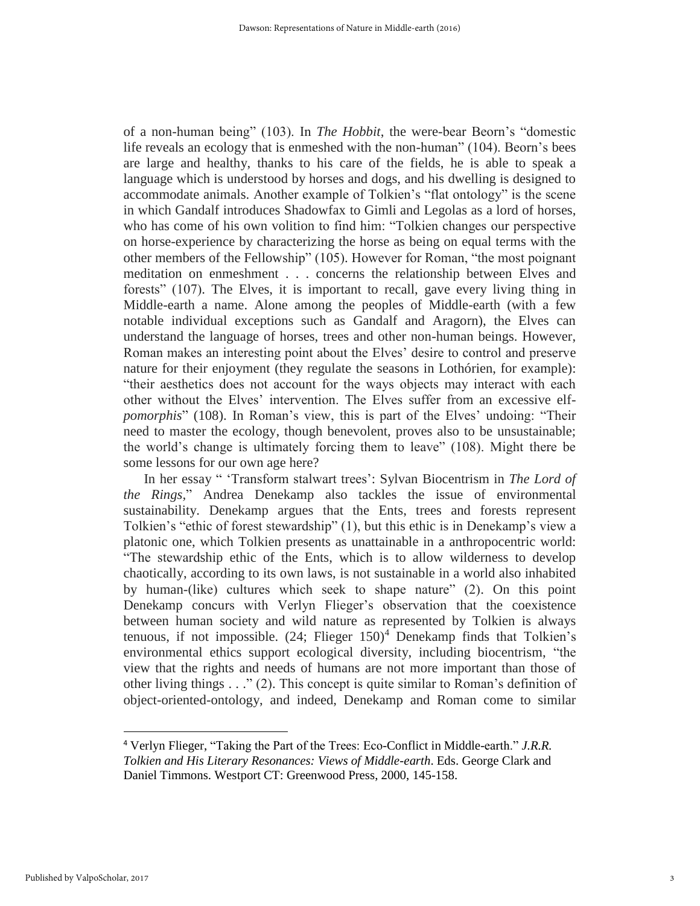of a non-human being" (103). In *The Hobbit*, the were-bear Beorn's "domestic life reveals an ecology that is enmeshed with the non-human" (104). Beorn's bees are large and healthy, thanks to his care of the fields, he is able to speak a language which is understood by horses and dogs, and his dwelling is designed to accommodate animals. Another example of Tolkien's "flat ontology" is the scene in which Gandalf introduces Shadowfax to Gimli and Legolas as a lord of horses, who has come of his own volition to find him: "Tolkien changes our perspective on horse-experience by characterizing the horse as being on equal terms with the other members of the Fellowship" (105). However for Roman, "the most poignant meditation on enmeshment . . . concerns the relationship between Elves and forests" (107). The Elves, it is important to recall, gave every living thing in Middle-earth a name. Alone among the peoples of Middle-earth (with a few notable individual exceptions such as Gandalf and Aragorn), the Elves can understand the language of horses, trees and other non-human beings. However, Roman makes an interesting point about the Elves' desire to control and preserve nature for their enjoyment (they regulate the seasons in Lothórien, for example): "their aesthetics does not account for the ways objects may interact with each other without the Elves' intervention. The Elves suffer from an excessive elf-*pomorphis*" (108). In Roman's view, this is part of the Elves' undoing: "Their need to master the ecology, though benevolent, proves also to be unsustainable; the world's change is ultimately forcing them to leave" (108). Might there be some lessons for our own age here?

In her essay " 'Transform stalwart trees': Sylvan Biocentrism in *The Lord of the Rings*," Andrea Denekamp also tackles the issue of environmental sustainability. Denekamp argues that the Ents, trees and forests represent Tolkien's "ethic of forest stewardship" (1), but this ethic is in Denekamp's view a platonic one, which Tolkien presents as unattainable in a anthropocentric world: "The stewardship ethic of the Ents, which is to allow wilderness to develop chaotically, according to its own laws, is not sustainable in a world also inhabited by human-(like) cultures which seek to shape nature" (2). On this point Denekamp concurs with Verlyn Flieger's observation that the coexistence between human society and wild nature as represented by Tolkien is always tenuous, if not impossible. (24; Flieger 150)[4] Denekamp finds that Tolkien's environmental ethics support ecological diversity, including biocentrism, "the view that the rights and needs of humans are not more important than those of other living things . . ." (2). This concept is quite similar to Roman's definition of object-oriented-ontology, and indeed, Denekamp and Roman come to similar

[4] Verlyn Flieger, "Taking the Part of the Trees: Eco-Conflict in Middle-earth." *J.R.R. Tolkien and His Literary Resonances: Views of Middle-earth*. Eds. George Clark and Daniel Timmons. Westport CT: Greenwood Press, 2000, 145-158.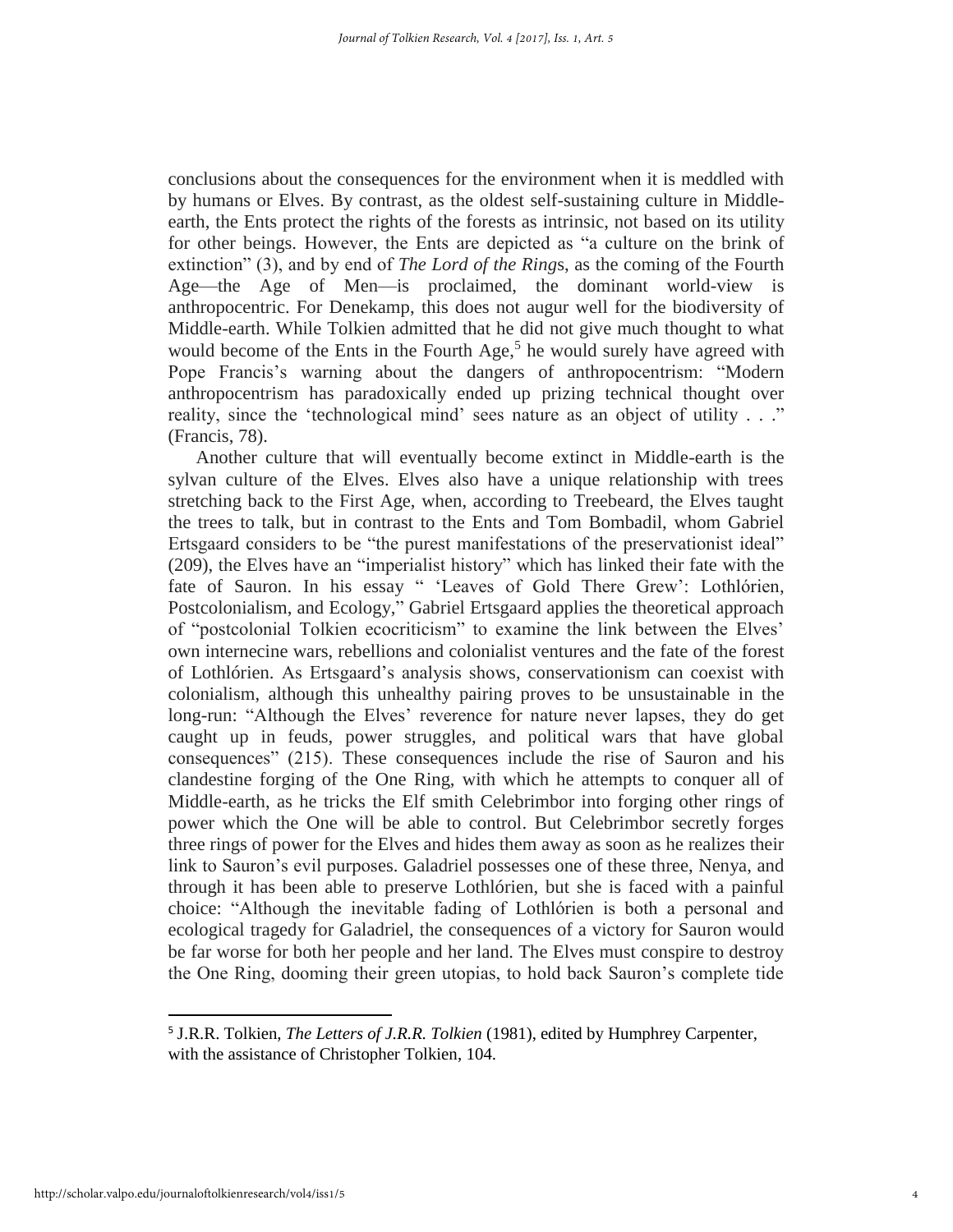conclusions about the consequences for the environment when it is meddled with by humans or Elves. By contrast, as the oldest self-sustaining culture in Middle-earth, the Ents protect the rights of the forests as intrinsic, not based on its utility for other beings. However, the Ents are depicted as "a culture on the brink of extinction" (3), and by end of *The Lord of the Ring*s, as the coming of the Fourth Age—the Age of Men—is proclaimed, the dominant world-view is anthropocentric. For Denekamp, this does not augur well for the biodiversity of Middle-earth. While Tolkien admitted that he did not give much thought to what would become of the Ents in the Fourth Age,[5] he would surely have agreed with Pope Francis's warning about the dangers of anthropocentrism: "Modern anthropocentrism has paradoxically ended up prizing technical thought over reality, since the 'technological mind' sees nature as an object of utility . . ." (Francis, 78).

Another culture that will eventually become extinct in Middle-earth is the sylvan culture of the Elves. Elves also have a unique relationship with trees stretching back to the First Age, when, according to Treebeard, the Elves taught the trees to talk, but in contrast to the Ents and Tom Bombadil, whom Gabriel Ertsgaard considers to be "the purest manifestations of the preservationist ideal" (209), the Elves have an "imperialist history" which has linked their fate with the fate of Sauron. In his essay " 'Leaves of Gold There Grew': Lothlórien, Postcolonialism, and Ecology," Gabriel Ertsgaard applies the theoretical approach of "postcolonial Tolkien ecocriticism" to examine the link between the Elves' own internecine wars, rebellions and colonialist ventures and the fate of the forest of Lothlórien. As Ertsgaard's analysis shows, conservationism can coexist with colonialism, although this unhealthy pairing proves to be unsustainable in the long-run: "Although the Elves' reverence for nature never lapses, they do get caught up in feuds, power struggles, and political wars that have global consequences" (215). These consequences include the rise of Sauron and his clandestine forging of the One Ring, with which he attempts to conquer all of Middle-earth, as he tricks the Elf smith Celebrimbor into forging other rings of power which the One will be able to control. But Celebrimbor secretly forges three rings of power for the Elves and hides them away as soon as he realizes their link to Sauron's evil purposes. Galadriel possesses one of these three, Nenya, and through it has been able to preserve Lothlórien, but she is faced with a painful choice: "Although the inevitable fading of Lothlórien is both a personal and ecological tragedy for Galadriel, the consequences of a victory for Sauron would be far worse for both her people and her land. The Elves must conspire to destroy the One Ring, dooming their green utopias, to hold back Sauron's complete tide

[5] J.R.R. Tolkien, *The Letters of J.R.R. Tolkien* (1981), edited by Humphrey Carpenter, with the assistance of Christopher Tolkien, 104.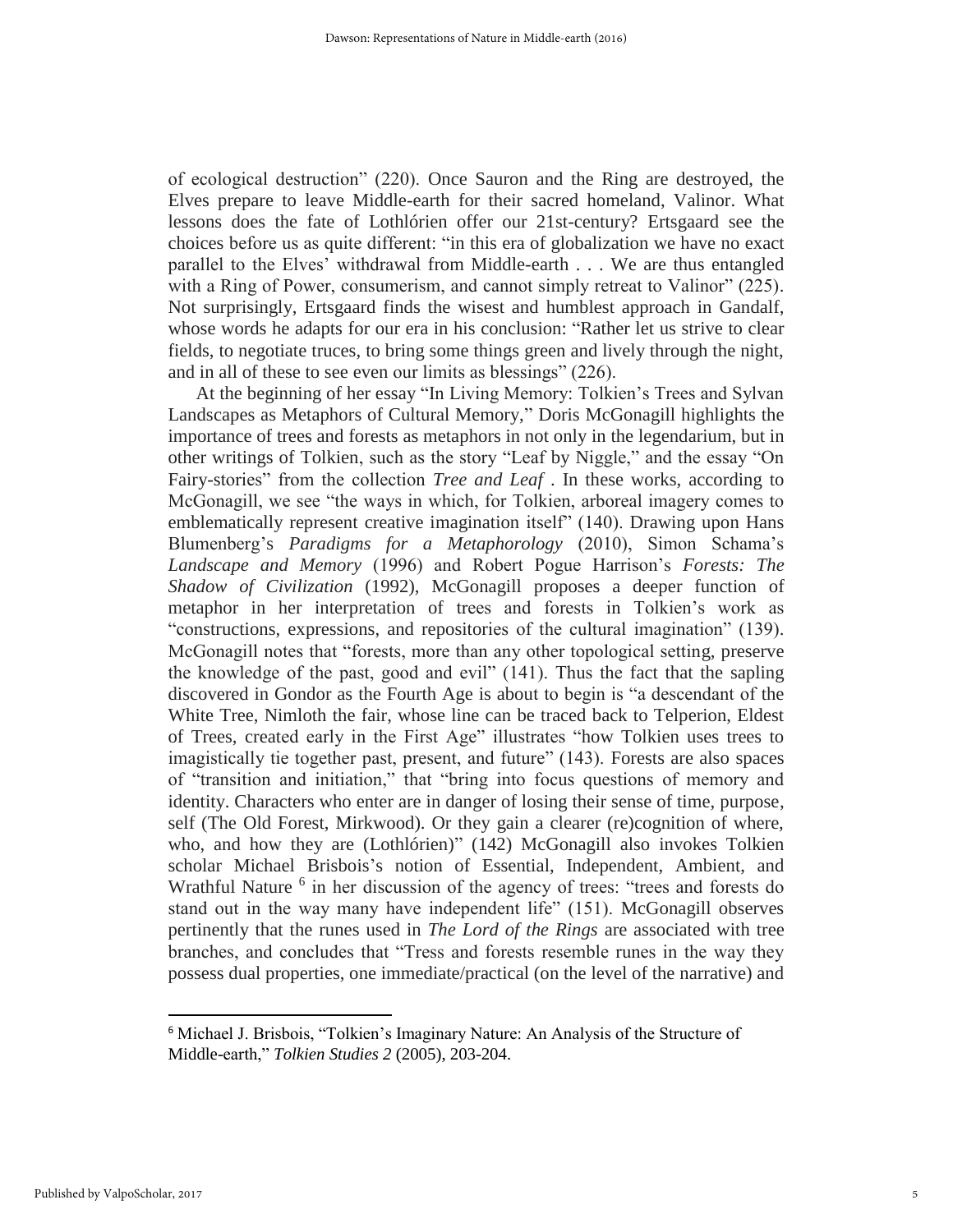of ecological destruction" (220). Once Sauron and the Ring are destroyed, the Elves prepare to leave Middle-earth for their sacred homeland, Valinor. What lessons does the fate of Lothlórien offer our 21st-century? Ertsgaard see the choices before us as quite different: "in this era of globalization we have no exact parallel to the Elves' withdrawal from Middle-earth . . . We are thus entangled with a Ring of Power, consumerism, and cannot simply retreat to Valinor" (225). Not surprisingly, Ertsgaard finds the wisest and humblest approach in Gandalf, whose words he adapts for our era in his conclusion: "Rather let us strive to clear fields, to negotiate truces, to bring some things green and lively through the night, and in all of these to see even our limits as blessings" (226).

At the beginning of her essay "In Living Memory: Tolkien's Trees and Sylvan Landscapes as Metaphors of Cultural Memory," Doris McGonagill highlights the importance of trees and forests as metaphors in not only in the legendarium, but in other writings of Tolkien, such as the story "Leaf by Niggle," and the essay "On Fairy-stories" from the collection *Tree and Leaf* . In these works, according to McGonagill, we see "the ways in which, for Tolkien, arboreal imagery comes to emblematically represent creative imagination itself" (140). Drawing upon Hans Blumenberg's *Paradigms for a Metaphorology* (2010), Simon Schama's *Landscape and Memory* (1996) and Robert Pogue Harrison's *Forests: The Shadow of Civilization* (1992), McGonagill proposes a deeper function of metaphor in her interpretation of trees and forests in Tolkien's work as "constructions, expressions, and repositories of the cultural imagination" (139). McGonagill notes that "forests, more than any other topological setting, preserve the knowledge of the past, good and evil" (141). Thus the fact that the sapling discovered in Gondor as the Fourth Age is about to begin is "a descendant of the White Tree, Nimloth the fair, whose line can be traced back to Telperion, Eldest of Trees, created early in the First Age" illustrates "how Tolkien uses trees to imagistically tie together past, present, and future" (143). Forests are also spaces of "transition and initiation," that "bring into focus questions of memory and identity. Characters who enter are in danger of losing their sense of time, purpose, self (The Old Forest, Mirkwood). Or they gain a clearer (re)cognition of where, who, and how they are (Lothlórien)" (142) McGonagill also invokes Tolkien scholar Michael Brisbois's notion of Essential, Independent, Ambient, and Wrathful Nature [6] in her discussion of the agency of trees: "trees and forests do stand out in the way many have independent life" (151). McGonagill observes pertinently that the runes used in *The Lord of the Rings* are associated with tree branches, and concludes that "Tress and forests resemble runes in the way they possess dual properties, one immediate/practical (on the level of the narrative) and

[6] Michael J. Brisbois, "Tolkien's Imaginary Nature: An Analysis of the Structure of Middle-earth," *Tolkien Studies 2* (2005), 203-204.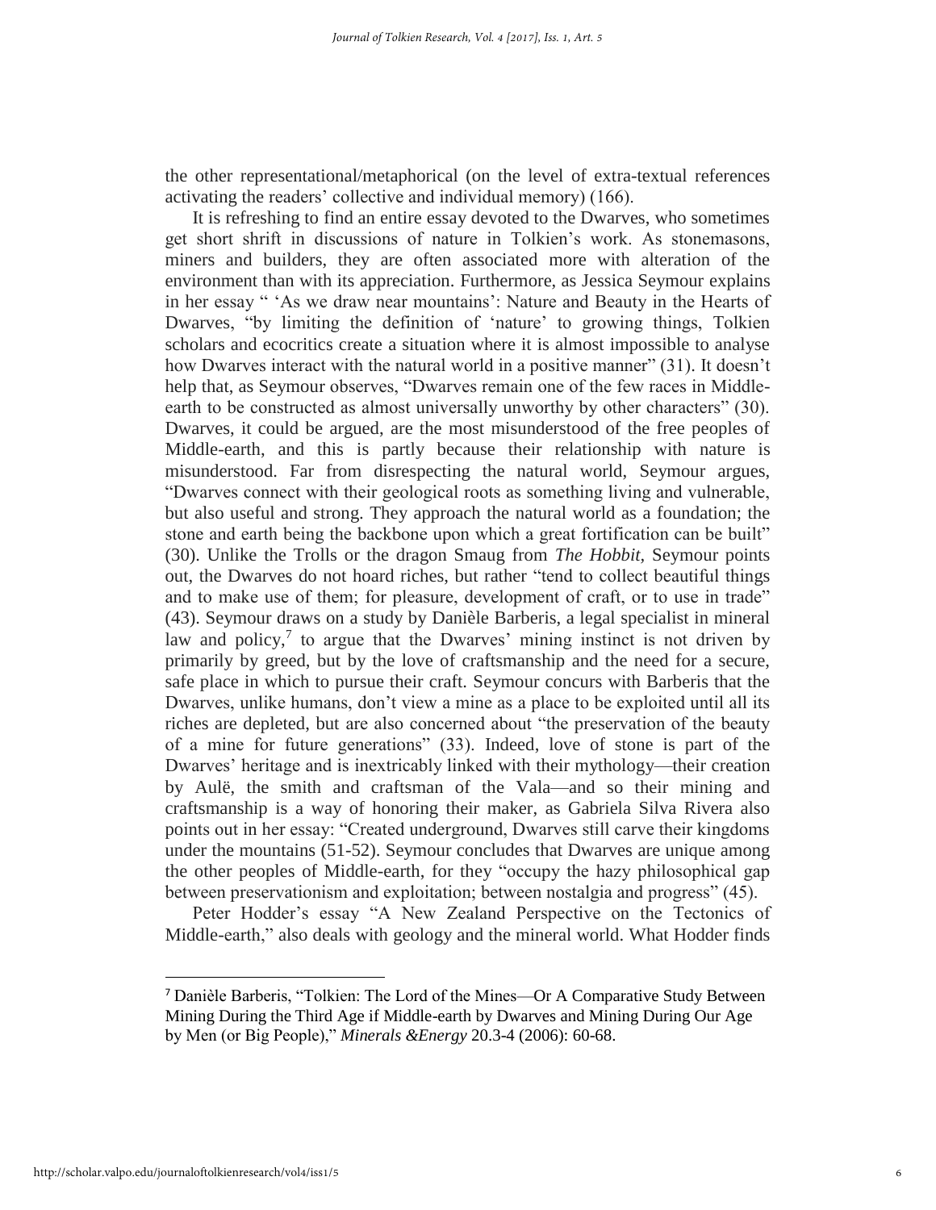the other representational/metaphorical (on the level of extra-textual references activating the readers' collective and individual memory) (166).

It is refreshing to find an entire essay devoted to the Dwarves, who sometimes get short shrift in discussions of nature in Tolkien's work. As stonemasons, miners and builders, they are often associated more with alteration of the environment than with its appreciation. Furthermore, as Jessica Seymour explains in her essay " 'As we draw near mountains': Nature and Beauty in the Hearts of Dwarves, "by limiting the definition of 'nature' to growing things, Tolkien scholars and ecocritics create a situation where it is almost impossible to analyse how Dwarves interact with the natural world in a positive manner" (31). It doesn't help that, as Seymour observes, "Dwarves remain one of the few races in Middle-earth to be constructed as almost universally unworthy by other characters" (30). Dwarves, it could be argued, are the most misunderstood of the free peoples of Middle-earth, and this is partly because their relationship with nature is misunderstood. Far from disrespecting the natural world, Seymour argues, "Dwarves connect with their geological roots as something living and vulnerable, but also useful and strong. They approach the natural world as a foundation; the stone and earth being the backbone upon which a great fortification can be built" (30). Unlike the Trolls or the dragon Smaug from *The Hobbit,* Seymour points out, the Dwarves do not hoard riches, but rather "tend to collect beautiful things and to make use of them; for pleasure, development of craft, or to use in trade" (43). Seymour draws on a study by Danièle Barberis, a legal specialist in mineral law and policy,[7] to argue that the Dwarves' mining instinct is not driven by primarily by greed, but by the love of craftsmanship and the need for a secure, safe place in which to pursue their craft. Seymour concurs with Barberis that the Dwarves, unlike humans, don't view a mine as a place to be exploited until all its riches are depleted, but are also concerned about "the preservation of the beauty of a mine for future generations" (33). Indeed, love of stone is part of the Dwarves' heritage and is inextricably linked with their mythology—their creation by Aulë, the smith and craftsman of the Vala—and so their mining and craftsmanship is a way of honoring their maker, as Gabriela Silva Rivera also points out in her essay: "Created underground, Dwarves still carve their kingdoms under the mountains (51-52). Seymour concludes that Dwarves are unique among the other peoples of Middle-earth, for they "occupy the hazy philosophical gap between preservationism and exploitation; between nostalgia and progress" (45).

Peter Hodder's essay "A New Zealand Perspective on the Tectonics of Middle-earth," also deals with geology and the mineral world. What Hodder finds

---

[7] Danièle Barberis, "Tolkien: The Lord of the Mines—Or A Comparative Study Between Mining During the Third Age if Middle-earth by Dwarves and Mining During Our Age by Men (or Big People)," *Minerals &Energy* 20.3-4 (2006): 60-68.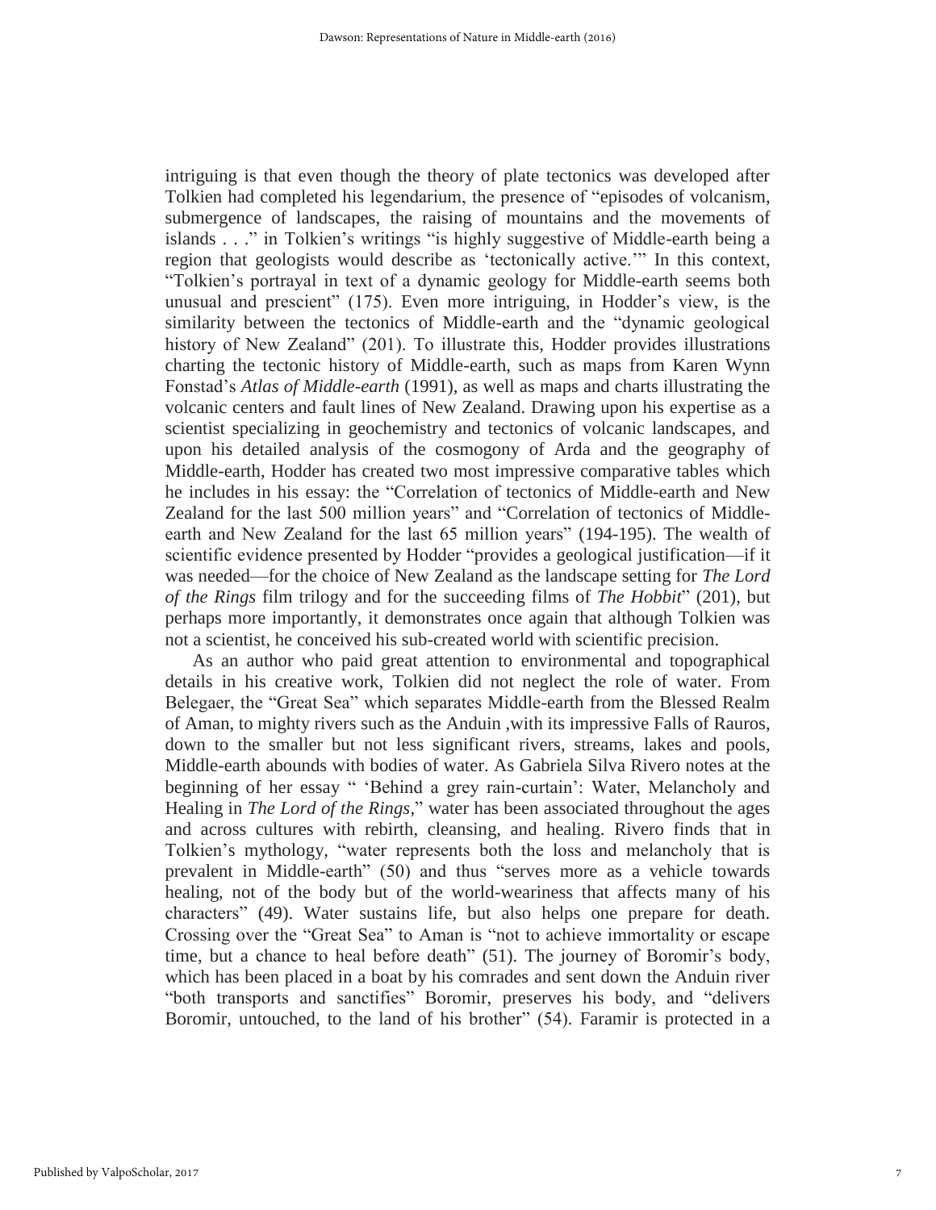intriguing is that even though the theory of plate tectonics was developed after Tolkien had completed his legendarium, the presence of "episodes of volcanism, submergence of landscapes, the raising of mountains and the movements of islands . . ." in Tolkien's writings "is highly suggestive of Middle-earth being a region that geologists would describe as 'tectonically active.'" In this context, "Tolkien's portrayal in text of a dynamic geology for Middle-earth seems both unusual and prescient" (175). Even more intriguing, in Hodder's view, is the similarity between the tectonics of Middle-earth and the "dynamic geological history of New Zealand" (201). To illustrate this, Hodder provides illustrations charting the tectonic history of Middle-earth, such as maps from Karen Wynn Fonstad's *Atlas of Middle-earth* (1991), as well as maps and charts illustrating the volcanic centers and fault lines of New Zealand. Drawing upon his expertise as a scientist specializing in geochemistry and tectonics of volcanic landscapes, and upon his detailed analysis of the cosmogony of Arda and the geography of Middle-earth, Hodder has created two most impressive comparative tables which he includes in his essay: the "Correlation of tectonics of Middle-earth and New Zealand for the last 500 million years" and "Correlation of tectonics of Middle-earth and New Zealand for the last 65 million years" (194-195). The wealth of scientific evidence presented by Hodder "provides a geological justification—if it was needed—for the choice of New Zealand as the landscape setting for *The Lord of the Rings* film trilogy and for the succeeding films of *The Hobbit*" (201), but perhaps more importantly, it demonstrates once again that although Tolkien was not a scientist, he conceived his sub-created world with scientific precision.

As an author who paid great attention to environmental and topographical details in his creative work, Tolkien did not neglect the role of water. From Belegaer, the "Great Sea" which separates Middle-earth from the Blessed Realm of Aman, to mighty rivers such as the Anduin ,with its impressive Falls of Rauros, down to the smaller but not less significant rivers, streams, lakes and pools, Middle-earth abounds with bodies of water. As Gabriela Silva Rivero notes at the beginning of her essay " 'Behind a grey rain-curtain': Water, Melancholy and Healing in *The Lord of the Rings*," water has been associated throughout the ages and across cultures with rebirth, cleansing, and healing. Rivero finds that in Tolkien's mythology, "water represents both the loss and melancholy that is prevalent in Middle-earth" (50) and thus "serves more as a vehicle towards healing, not of the body but of the world-weariness that affects many of his characters" (49). Water sustains life, but also helps one prepare for death. Crossing over the "Great Sea" to Aman is "not to achieve immortality or escape time, but a chance to heal before death" (51). The journey of Boromir's body, which has been placed in a boat by his comrades and sent down the Anduin river "both transports and sanctifies" Boromir, preserves his body, and "delivers Boromir, untouched, to the land of his brother" (54). Faramir is protected in a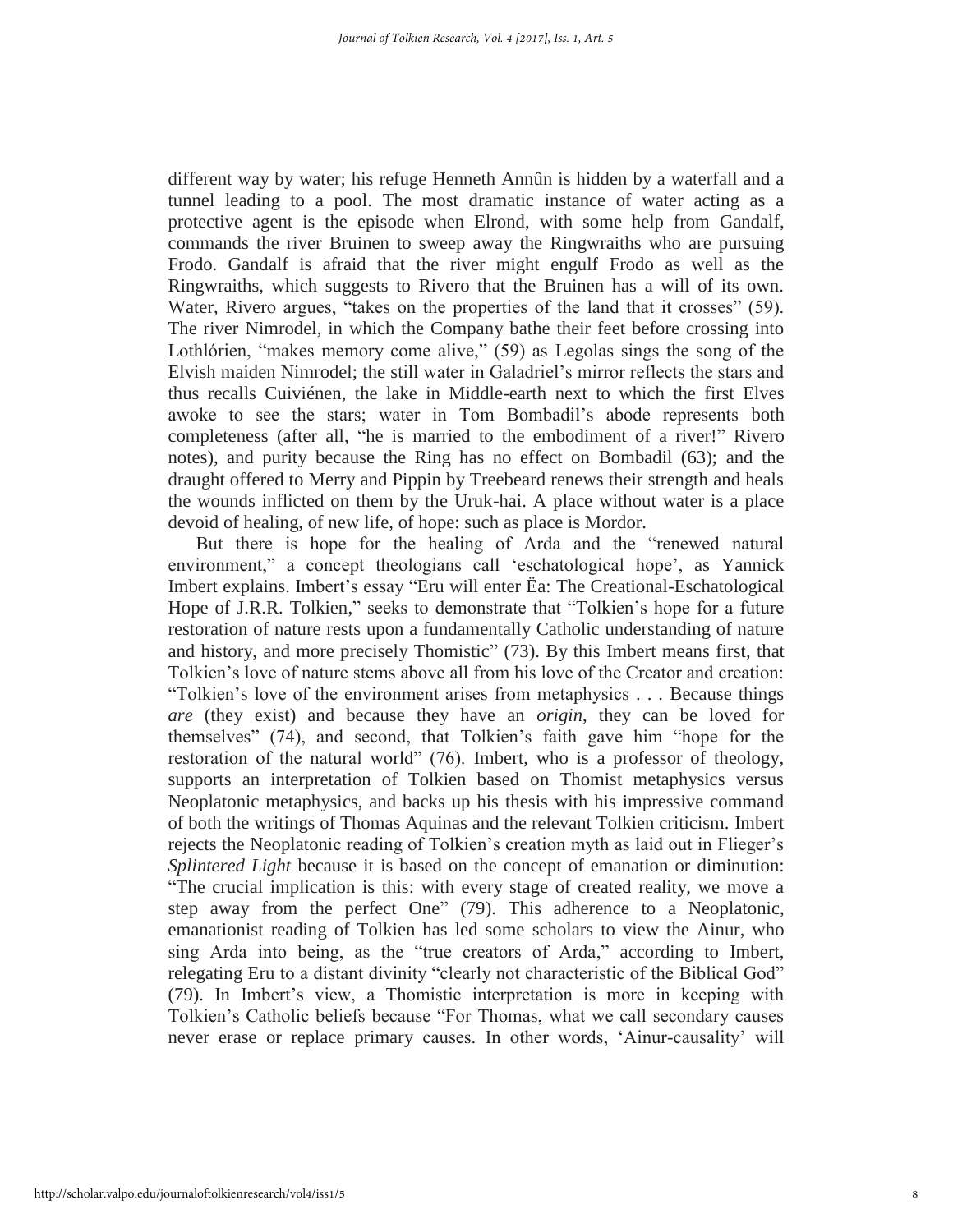different way by water; his refuge Henneth Annûn is hidden by a waterfall and a tunnel leading to a pool. The most dramatic instance of water acting as a protective agent is the episode when Elrond, with some help from Gandalf, commands the river Bruinen to sweep away the Ringwraiths who are pursuing Frodo. Gandalf is afraid that the river might engulf Frodo as well as the Ringwraiths, which suggests to Rivero that the Bruinen has a will of its own. Water, Rivero argues, "takes on the properties of the land that it crosses" (59). The river Nimrodel, in which the Company bathe their feet before crossing into Lothlórien, "makes memory come alive," (59) as Legolas sings the song of the Elvish maiden Nimrodel; the still water in Galadriel's mirror reflects the stars and thus recalls Cuiviénen, the lake in Middle-earth next to which the first Elves awoke to see the stars; water in Tom Bombadil's abode represents both completeness (after all, "he is married to the embodiment of a river!" Rivero notes), and purity because the Ring has no effect on Bombadil (63); and the draught offered to Merry and Pippin by Treebeard renews their strength and heals the wounds inflicted on them by the Uruk-hai. A place without water is a place devoid of healing, of new life, of hope: such as place is Mordor.

But there is hope for the healing of Arda and the "renewed natural environment," a concept theologians call 'eschatological hope', as Yannick Imbert explains. Imbert's essay "Eru will enter Ëa: The Creational-Eschatological Hope of J.R.R. Tolkien," seeks to demonstrate that "Tolkien's hope for a future restoration of nature rests upon a fundamentally Catholic understanding of nature and history, and more precisely Thomistic" (73). By this Imbert means first, that Tolkien's love of nature stems above all from his love of the Creator and creation: "Tolkien's love of the environment arises from metaphysics . . . Because things *are* (they exist) and because they have an *origin*, they can be loved for themselves" (74), and second, that Tolkien's faith gave him "hope for the restoration of the natural world" (76). Imbert, who is a professor of theology, supports an interpretation of Tolkien based on Thomist metaphysics versus Neoplatonic metaphysics, and backs up his thesis with his impressive command of both the writings of Thomas Aquinas and the relevant Tolkien criticism. Imbert rejects the Neoplatonic reading of Tolkien's creation myth as laid out in Flieger's *Splintered Light* because it is based on the concept of emanation or diminution: "The crucial implication is this: with every stage of created reality, we move a step away from the perfect One" (79). This adherence to a Neoplatonic, emanationist reading of Tolkien has led some scholars to view the Ainur, who sing Arda into being, as the "true creators of Arda," according to Imbert, relegating Eru to a distant divinity "clearly not characteristic of the Biblical God" (79). In Imbert's view, a Thomistic interpretation is more in keeping with Tolkien's Catholic beliefs because "For Thomas, what we call secondary causes never erase or replace primary causes. In other words, 'Ainur-causality' will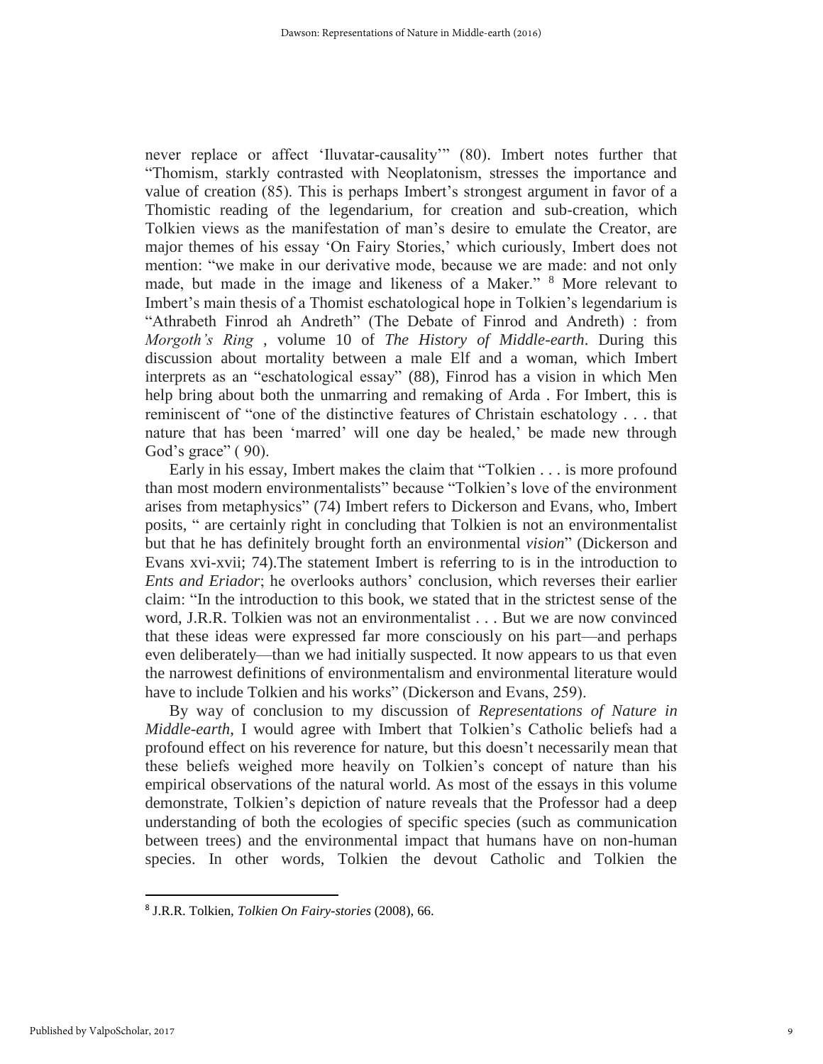never replace or affect 'Iluvatar-causality'" (80). Imbert notes further that "Thomism, starkly contrasted with Neoplatonism, stresses the importance and value of creation (85). This is perhaps Imbert's strongest argument in favor of a Thomistic reading of the legendarium, for creation and sub-creation, which Tolkien views as the manifestation of man's desire to emulate the Creator, are major themes of his essay 'On Fairy Stories,' which curiously, Imbert does not mention: "we make in our derivative mode, because we are made: and not only made, but made in the image and likeness of a Maker." [8] More relevant to Imbert's main thesis of a Thomist eschatological hope in Tolkien's legendarium is "Athrabeth Finrod ah Andreth" (The Debate of Finrod and Andreth) : from *Morgoth's Ring* , volume 10 of *The History of Middle-earth*. During this discussion about mortality between a male Elf and a woman, which Imbert interprets as an "eschatological essay" (88), Finrod has a vision in which Men help bring about both the unmarring and remaking of Arda . For Imbert, this is reminiscent of "one of the distinctive features of Christain eschatology . . . that nature that has been 'marred' will one day be healed,' be made new through God's grace" ( 90).

Early in his essay, Imbert makes the claim that "Tolkien . . . is more profound than most modern environmentalists" because "Tolkien's love of the environment arises from metaphysics" (74) Imbert refers to Dickerson and Evans, who, Imbert posits, " are certainly right in concluding that Tolkien is not an environmentalist but that he has definitely brought forth an environmental *vision*" (Dickerson and Evans xvi-xvii; 74).The statement Imbert is referring to is in the introduction to *Ents and Eriador*; he overlooks authors' conclusion, which reverses their earlier claim: "In the introduction to this book, we stated that in the strictest sense of the word, J.R.R. Tolkien was not an environmentalist . . . But we are now convinced that these ideas were expressed far more consciously on his part—and perhaps even deliberately—than we had initially suspected. It now appears to us that even the narrowest definitions of environmentalism and environmental literature would have to include Tolkien and his works" (Dickerson and Evans, 259).

By way of conclusion to my discussion of *Representations of Nature in Middle-earth*, I would agree with Imbert that Tolkien's Catholic beliefs had a profound effect on his reverence for nature, but this doesn't necessarily mean that these beliefs weighed more heavily on Tolkien's concept of nature than his empirical observations of the natural world. As most of the essays in this volume demonstrate, Tolkien's depiction of nature reveals that the Professor had a deep understanding of both the ecologies of specific species (such as communication between trees) and the environmental impact that humans have on non-human species. In other words, Tolkien the devout Catholic and Tolkien the

[8] J.R.R. Tolkien, *Tolkien On Fairy-stories* (2008), 66.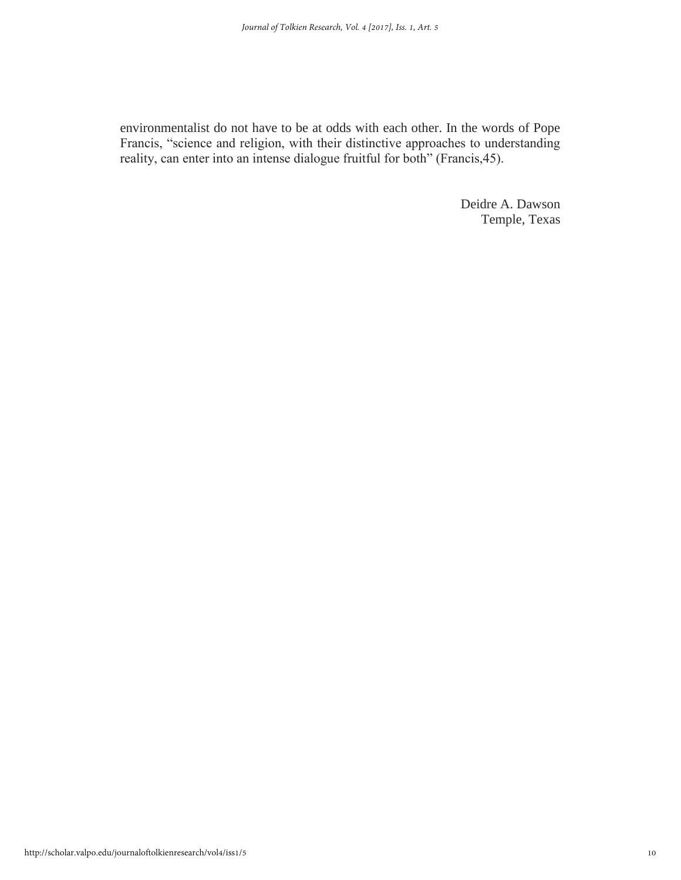environmentalist do not have to be at odds with each other. In the words of Pope Francis, “science and religion, with their distinctive approaches to understanding reality, can enter into an intense dialogue fruitful for both” (Francis,45).

Deidre A. Dawson
Temple, Texas